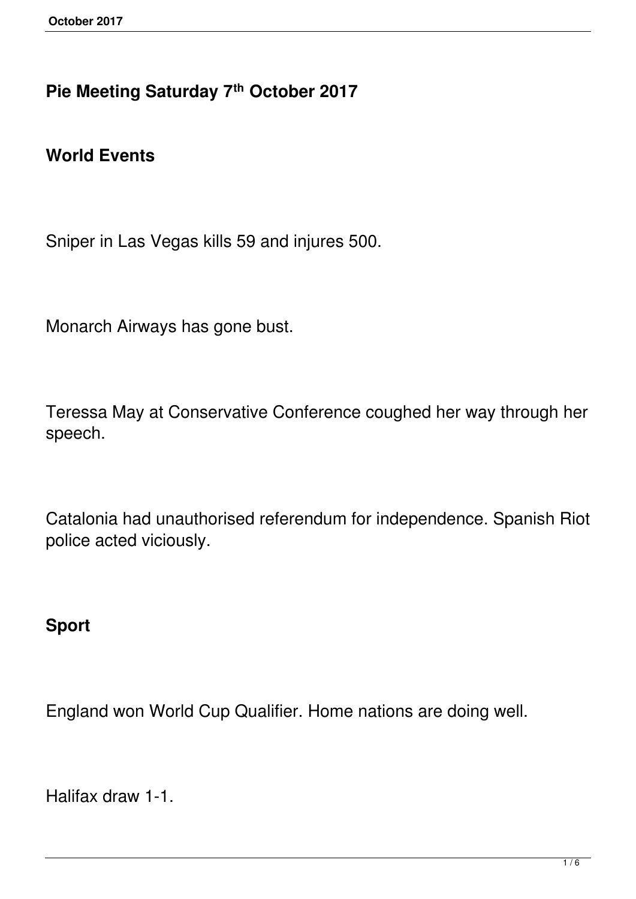# Pie Meeting Saturday 7th October 2017

## World Events

Sniper in Las Vegas kills 59 and injures 500.

Monarch Airways has gone bust.

Teressa May at Conservative Conference coughed her way through her speech.

Catalonia had unauthorised referendum for independence. Spanish Riot police acted viciously.

## Sport

England won World Cup Qualifier. Home nations are doing well.

Halifax draw 1-1.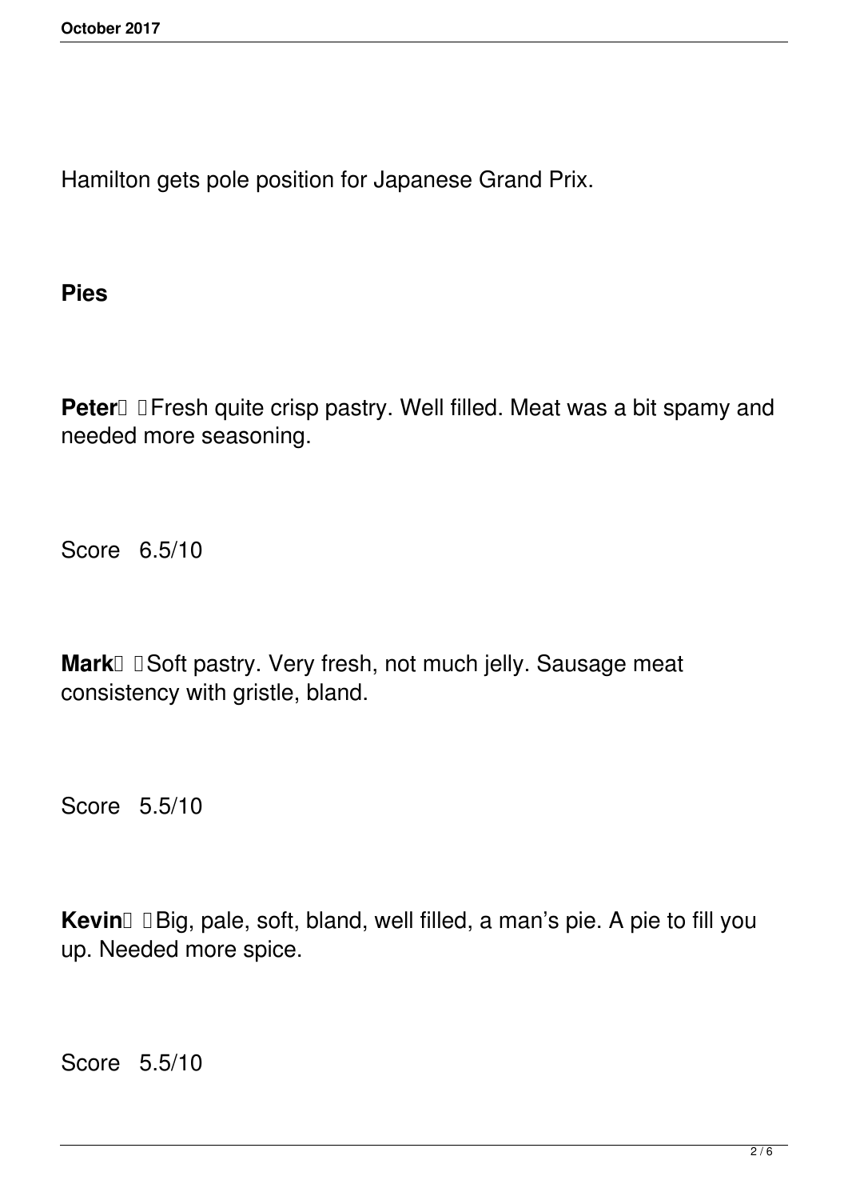Hamilton gets pole position for Japanese Grand Prix.

**Pies**

**Peter** Fresh quite crisp pastry. Well filled. Meat was a bit spamy and needed more seasoning.

Score 6.5/10

**Mark** Soft pastry. Very fresh, not much jelly. Sausage meat consistency with gristle, bland.

Score 5.5/10

**Kevin** Big, pale, soft, bland, well filled, a man's pie. A pie to fill you up. Needed more spice.

Score 5.5/10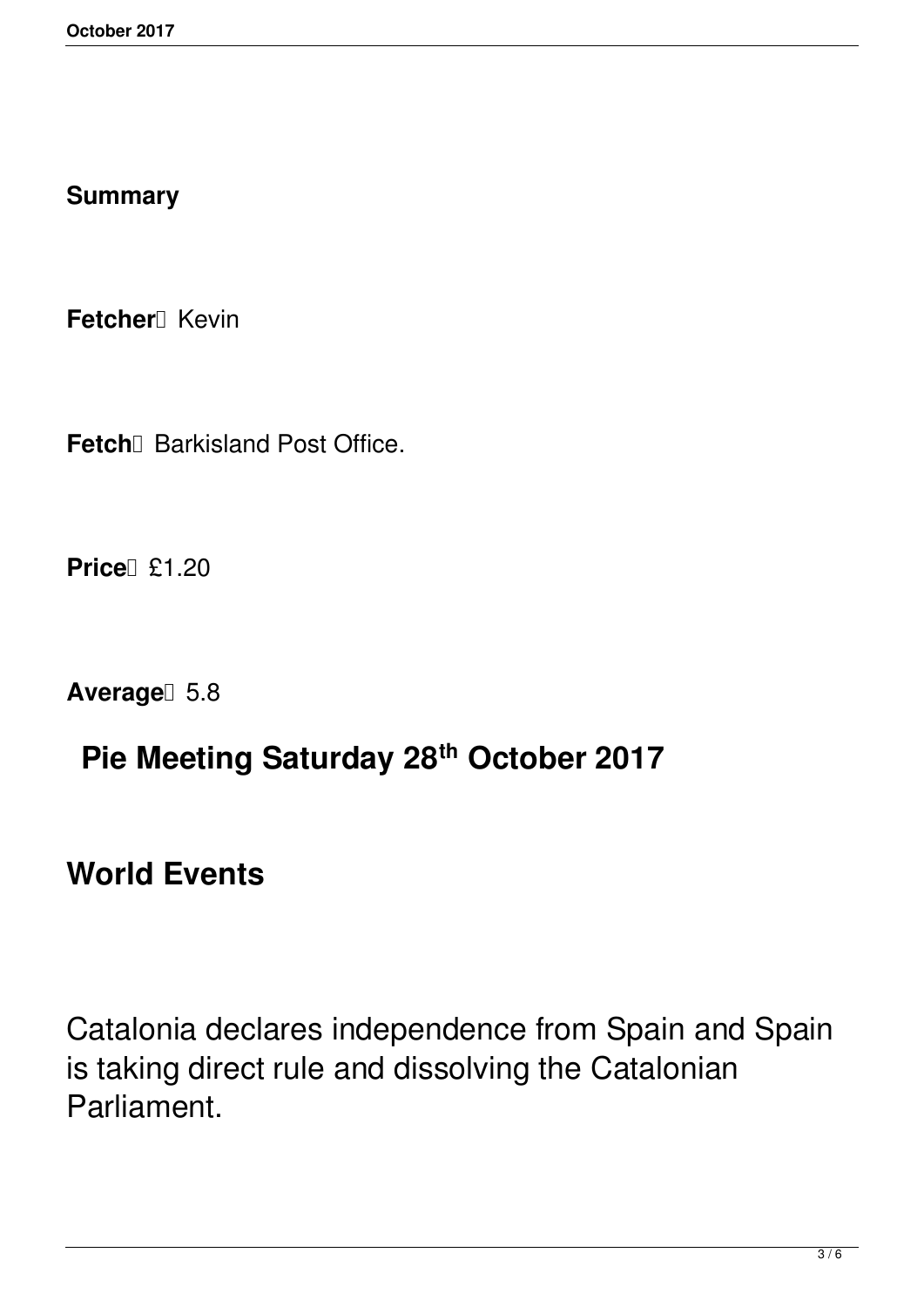**Summary**

**Fetcher** Kevin

**Fetch** Barkisland Post Office.

**Price** £1.20

**Average** 5.8

## Pie Meeting Saturday 28th October 2017

## World Events

Catalonia declares independence from Spain and Spain is taking direct rule and dissolving the Catalonian Parliament.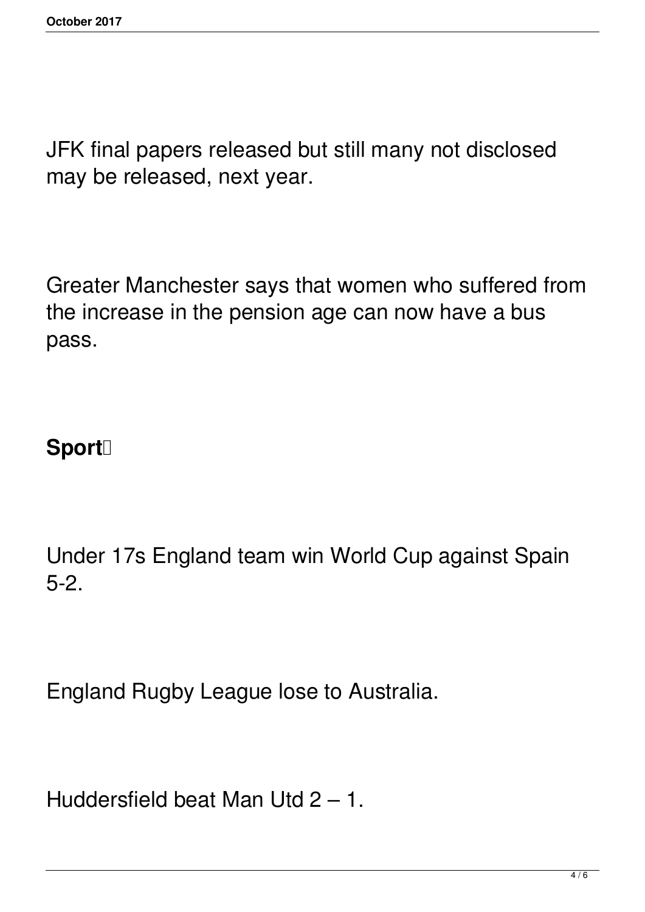JFK final papers released but still many not disclosed may be released, next year.

Greater Manchester says that women who suffered from the increase in the pension age can now have a bus pass.

**Sport**

Under 17s England team win World Cup against Spain 5-2.

England Rugby League lose to Australia.

Huddersfield beat Man Utd 2 – 1.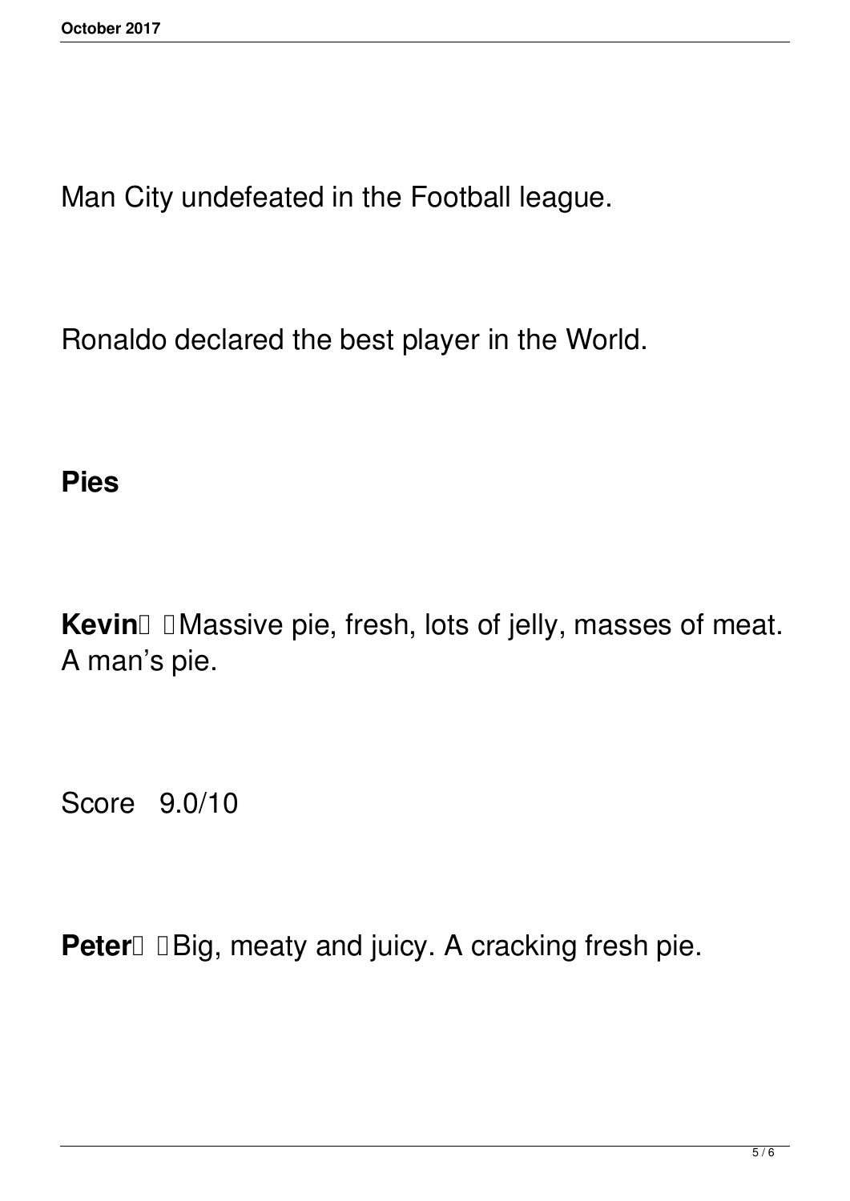Man City undefeated in the Football league.

Ronaldo declared the best player in the World.

**Pies**

**Kevin** Massive pie, fresh, lots of jelly, masses of meat. A man's pie.

Score 9.0/10

**Peter** Big, meaty and juicy. A cracking fresh pie.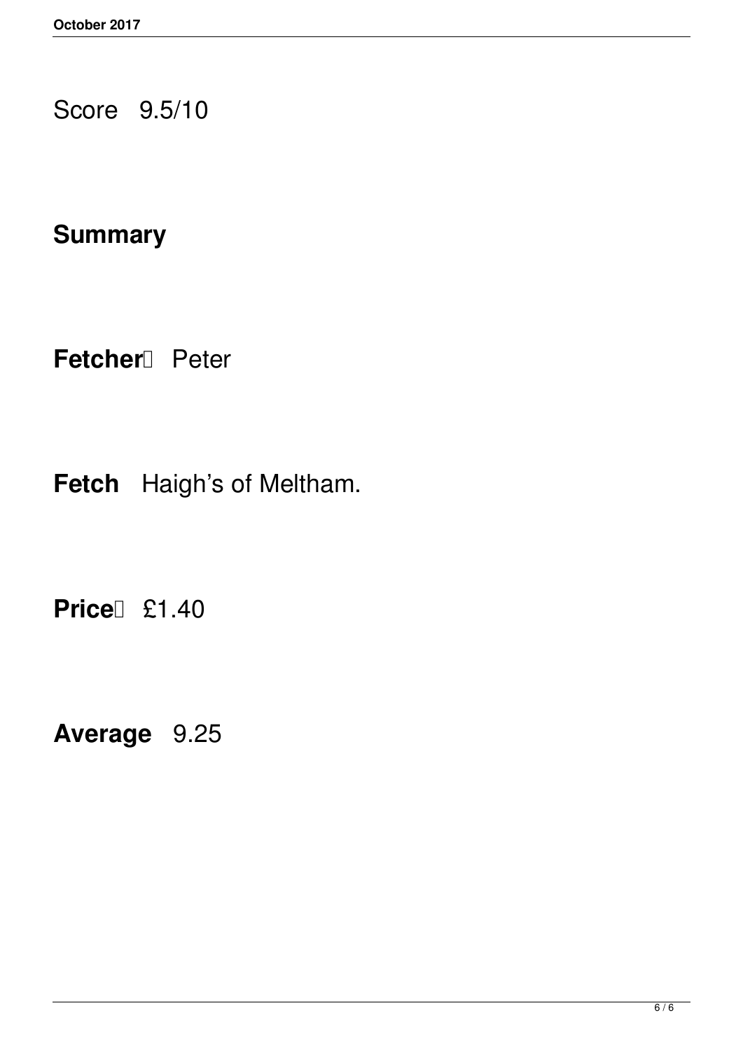Score   9.5/10

**Summary**

**Fetcher**   Peter

**Fetch**   Haigh's of Meltham.

**Price**   £1.40

**Average**   9.25